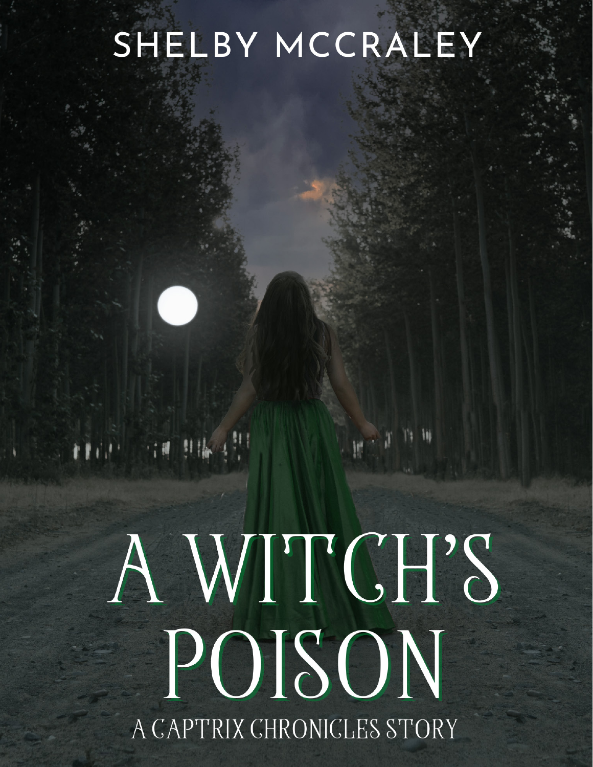SHELBY MCCRALEY

# A WITCH'S POISON

A CAPTRIX CHRONICLES STORY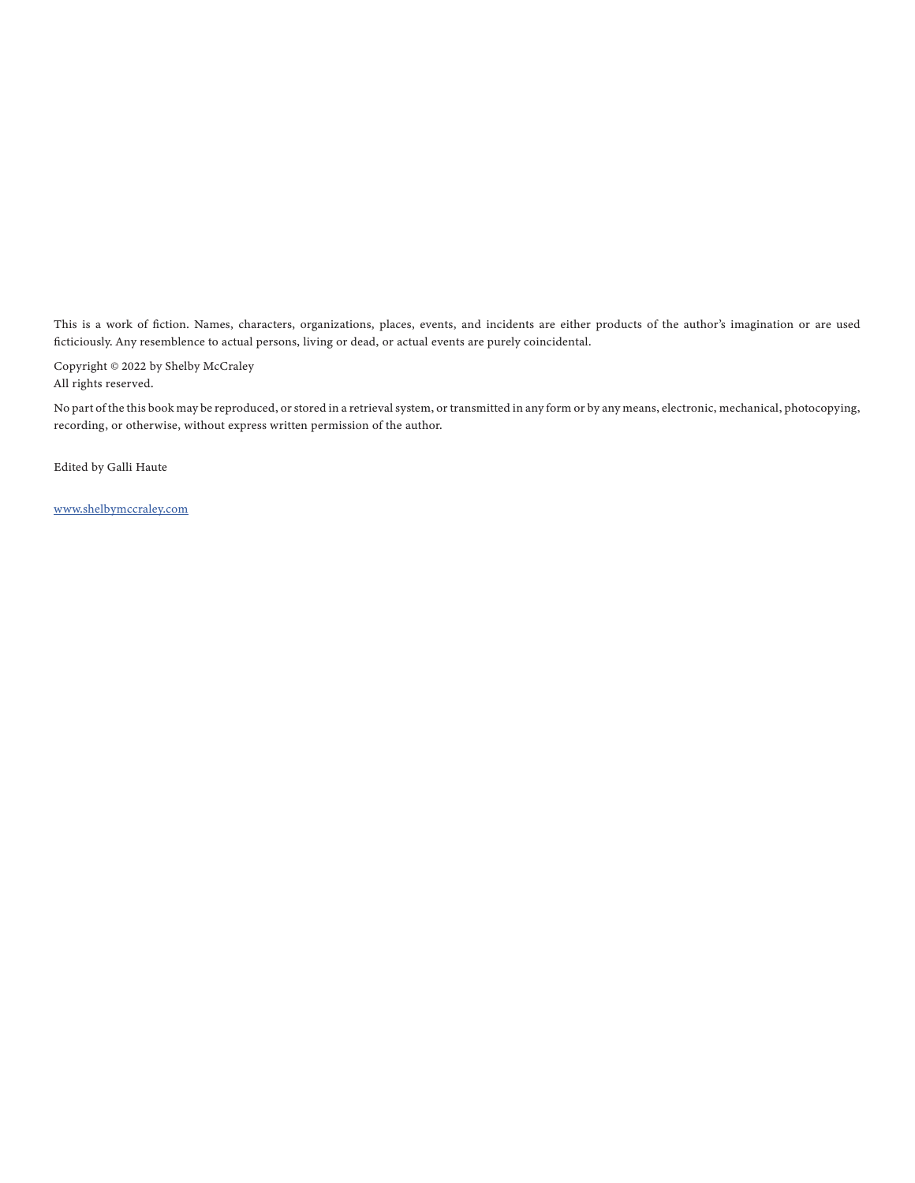This is a work of fiction. Names, characters, organizations, places, events, and incidents are either products of the author's imagination or are used ficticiously. Any resemblence to actual persons, living or dead, or actual events are purely coincidental.

Copyright © 2022 by Shelby McCraley
All rights reserved.

No part of the this book may be reproduced, or stored in a retrieval system, or transmitted in any form or by any means, electronic, mechanical, photocopying, recording, or otherwise, without express written permission of the author.

Edited by Galli Haute

www.shelbymccraley.com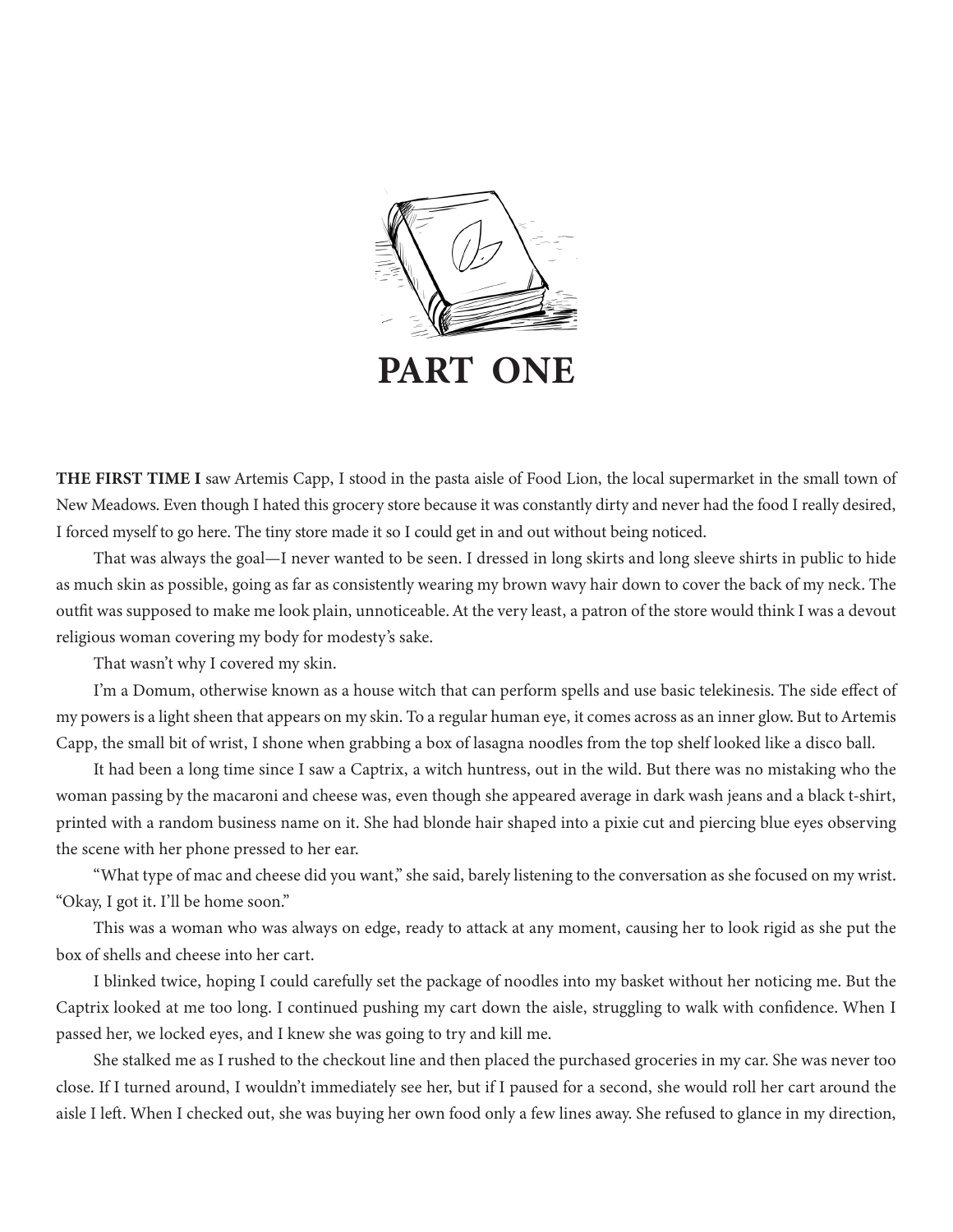# PART ONE

**THE FIRST TIME I** saw Artemis Capp, I stood in the pasta aisle of Food Lion, the local supermarket in the small town of New Meadows. Even though I hated this grocery store because it was constantly dirty and never had the food I really desired, I forced myself to go here. The tiny store made it so I could get in and out without being noticed.

That was always the goal—I never wanted to be seen. I dressed in long skirts and long sleeve shirts in public to hide as much skin as possible, going as far as consistently wearing my brown wavy hair down to cover the back of my neck. The outfit was supposed to make me look plain, unnoticeable. At the very least, a patron of the store would think I was a devout religious woman covering my body for modesty's sake.

That wasn't why I covered my skin.

I'm a Domum, otherwise known as a house witch that can perform spells and use basic telekinesis. The side effect of my powers is a light sheen that appears on my skin. To a regular human eye, it comes across as an inner glow. But to Artemis Capp, the small bit of wrist, I shone when grabbing a box of lasagna noodles from the top shelf looked like a disco ball.

It had been a long time since I saw a Captrix, a witch huntress, out in the wild. But there was no mistaking who the woman passing by the macaroni and cheese was, even though she appeared average in dark wash jeans and a black t-shirt, printed with a random business name on it. She had blonde hair shaped into a pixie cut and piercing blue eyes observing the scene with her phone pressed to her ear.

"What type of mac and cheese did you want," she said, barely listening to the conversation as she focused on my wrist. "Okay, I got it. I'll be home soon."

This was a woman who was always on edge, ready to attack at any moment, causing her to look rigid as she put the box of shells and cheese into her cart.

I blinked twice, hoping I could carefully set the package of noodles into my basket without her noticing me. But the Captrix looked at me too long. I continued pushing my cart down the aisle, struggling to walk with confidence. When I passed her, we locked eyes, and I knew she was going to try and kill me.

She stalked me as I rushed to the checkout line and then placed the purchased groceries in my car. She was never too close. If I turned around, I wouldn't immediately see her, but if I paused for a second, she would roll her cart around the aisle I left. When I checked out, she was buying her own food only a few lines away. She refused to glance in my direction,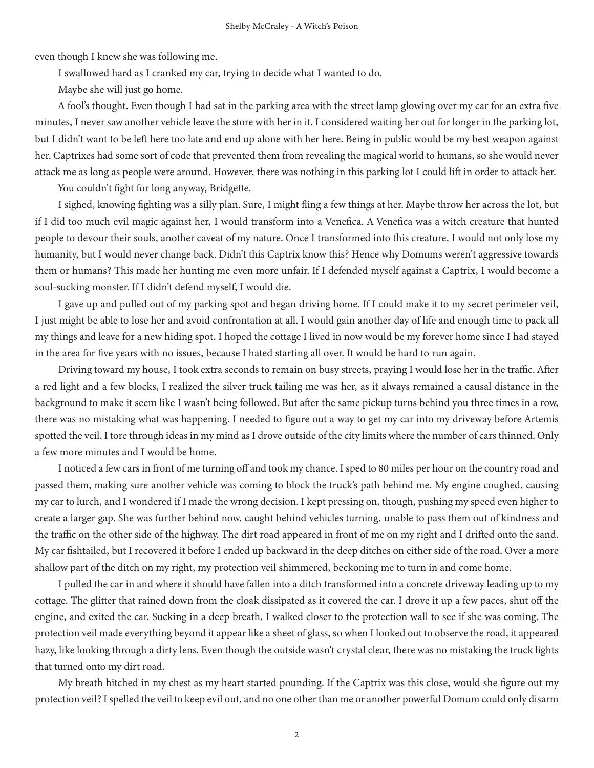even though I knew she was following me.

I swallowed hard as I cranked my car, trying to decide what I wanted to do.

Maybe she will just go home.

A fool's thought. Even though I had sat in the parking area with the street lamp glowing over my car for an extra five minutes, I never saw another vehicle leave the store with her in it. I considered waiting her out for longer in the parking lot, but I didn't want to be left here too late and end up alone with her here. Being in public would be my best weapon against her. Captrixes had some sort of code that prevented them from revealing the magical world to humans, so she would never attack me as long as people were around. However, there was nothing in this parking lot I could lift in order to attack her.

You couldn't fight for long anyway, Bridgette.

I sighed, knowing fighting was a silly plan. Sure, I might fling a few things at her. Maybe throw her across the lot, but if I did too much evil magic against her, I would transform into a Venefica. A Venefica was a witch creature that hunted people to devour their souls, another caveat of my nature. Once I transformed into this creature, I would not only lose my humanity, but I would never change back. Didn't this Captrix know this? Hence why Domums weren't aggressive towards them or humans? This made her hunting me even more unfair. If I defended myself against a Captrix, I would become a soul-sucking monster. If I didn't defend myself, I would die.

I gave up and pulled out of my parking spot and began driving home. If I could make it to my secret perimeter veil, I just might be able to lose her and avoid confrontation at all. I would gain another day of life and enough time to pack all my things and leave for a new hiding spot. I hoped the cottage I lived in now would be my forever home since I had stayed in the area for five years with no issues, because I hated starting all over. It would be hard to run again.

Driving toward my house, I took extra seconds to remain on busy streets, praying I would lose her in the traffic. After a red light and a few blocks, I realized the silver truck tailing me was her, as it always remained a causal distance in the background to make it seem like I wasn't being followed. But after the same pickup turns behind you three times in a row, there was no mistaking what was happening. I needed to figure out a way to get my car into my driveway before Artemis spotted the veil. I tore through ideas in my mind as I drove outside of the city limits where the number of cars thinned. Only a few more minutes and I would be home.

I noticed a few cars in front of me turning off and took my chance. I sped to 80 miles per hour on the country road and passed them, making sure another vehicle was coming to block the truck's path behind me. My engine coughed, causing my car to lurch, and I wondered if I made the wrong decision. I kept pressing on, though, pushing my speed even higher to create a larger gap. She was further behind now, caught behind vehicles turning, unable to pass them out of kindness and the traffic on the other side of the highway. The dirt road appeared in front of me on my right and I drifted onto the sand. My car fishtailed, but I recovered it before I ended up backward in the deep ditches on either side of the road. Over a more shallow part of the ditch on my right, my protection veil shimmered, beckoning me to turn in and come home.

I pulled the car in and where it should have fallen into a ditch transformed into a concrete driveway leading up to my cottage. The glitter that rained down from the cloak dissipated as it covered the car. I drove it up a few paces, shut off the engine, and exited the car. Sucking in a deep breath, I walked closer to the protection wall to see if she was coming. The protection veil made everything beyond it appear like a sheet of glass, so when I looked out to observe the road, it appeared hazy, like looking through a dirty lens. Even though the outside wasn't crystal clear, there was no mistaking the truck lights that turned onto my dirt road.

My breath hitched in my chest as my heart started pounding. If the Captrix was this close, would she figure out my protection veil? I spelled the veil to keep evil out, and no one other than me or another powerful Domum could only disarm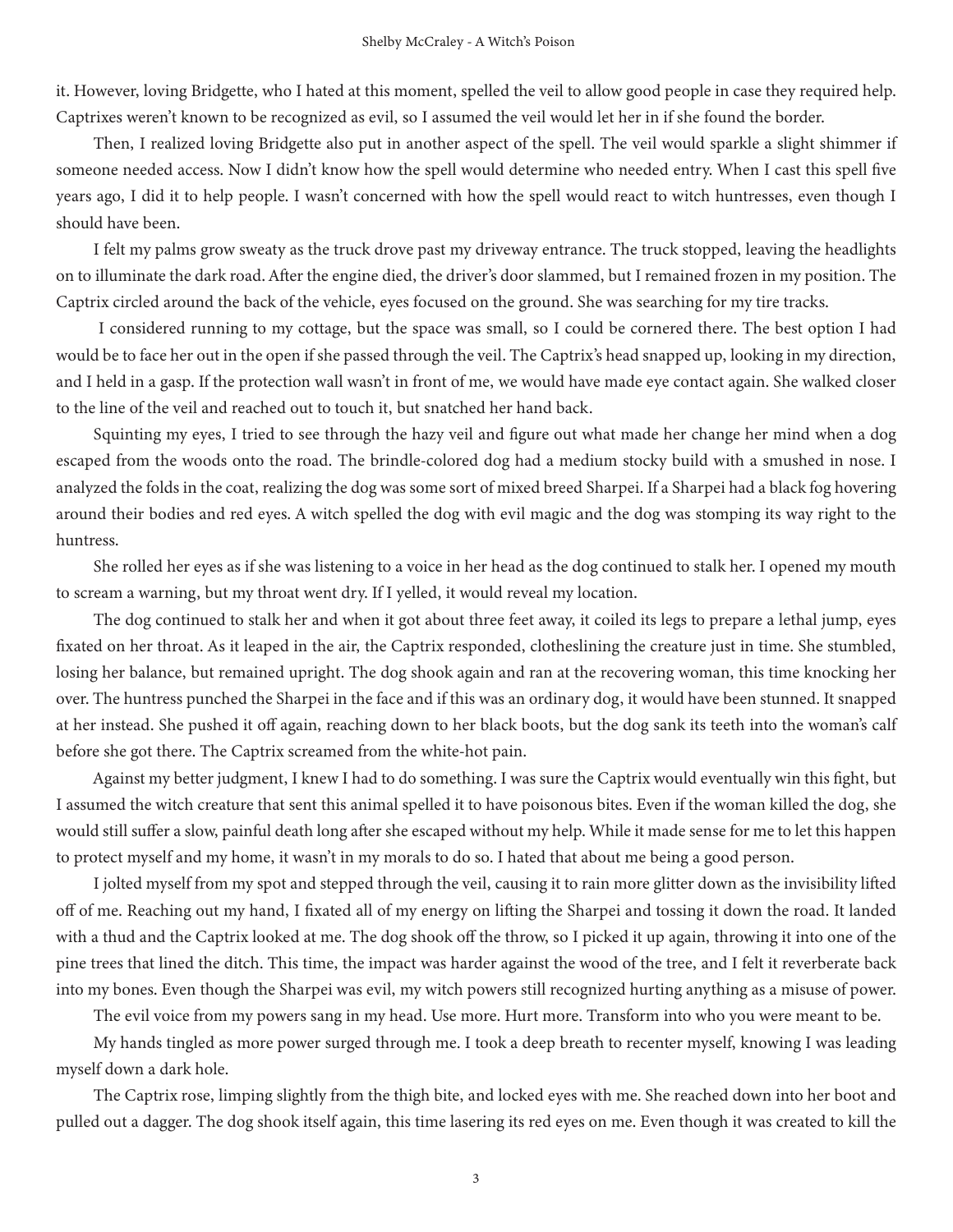it. However, loving Bridgette, who I hated at this moment, spelled the veil to allow good people in case they required help. Captrixes weren't known to be recognized as evil, so I assumed the veil would let her in if she found the border.

Then, I realized loving Bridgette also put in another aspect of the spell. The veil would sparkle a slight shimmer if someone needed access. Now I didn't know how the spell would determine who needed entry. When I cast this spell five years ago, I did it to help people. I wasn't concerned with how the spell would react to witch huntresses, even though I should have been.

I felt my palms grow sweaty as the truck drove past my driveway entrance. The truck stopped, leaving the headlights on to illuminate the dark road. After the engine died, the driver's door slammed, but I remained frozen in my position. The Captrix circled around the back of the vehicle, eyes focused on the ground. She was searching for my tire tracks.

I considered running to my cottage, but the space was small, so I could be cornered there. The best option I had would be to face her out in the open if she passed through the veil. The Captrix's head snapped up, looking in my direction, and I held in a gasp. If the protection wall wasn't in front of me, we would have made eye contact again. She walked closer to the line of the veil and reached out to touch it, but snatched her hand back.

Squinting my eyes, I tried to see through the hazy veil and figure out what made her change her mind when a dog escaped from the woods onto the road. The brindle-colored dog had a medium stocky build with a smushed in nose. I analyzed the folds in the coat, realizing the dog was some sort of mixed breed Sharpei. If a Sharpei had a black fog hovering around their bodies and red eyes. A witch spelled the dog with evil magic and the dog was stomping its way right to the huntress.

She rolled her eyes as if she was listening to a voice in her head as the dog continued to stalk her. I opened my mouth to scream a warning, but my throat went dry. If I yelled, it would reveal my location.

The dog continued to stalk her and when it got about three feet away, it coiled its legs to prepare a lethal jump, eyes fixated on her throat. As it leaped in the air, the Captrix responded, clotheslining the creature just in time. She stumbled, losing her balance, but remained upright. The dog shook again and ran at the recovering woman, this time knocking her over. The huntress punched the Sharpei in the face and if this was an ordinary dog, it would have been stunned. It snapped at her instead. She pushed it off again, reaching down to her black boots, but the dog sank its teeth into the woman's calf before she got there. The Captrix screamed from the white-hot pain.

Against my better judgment, I knew I had to do something. I was sure the Captrix would eventually win this fight, but I assumed the witch creature that sent this animal spelled it to have poisonous bites. Even if the woman killed the dog, she would still suffer a slow, painful death long after she escaped without my help. While it made sense for me to let this happen to protect myself and my home, it wasn't in my morals to do so. I hated that about me being a good person.

I jolted myself from my spot and stepped through the veil, causing it to rain more glitter down as the invisibility lifted off of me. Reaching out my hand, I fixated all of my energy on lifting the Sharpei and tossing it down the road. It landed with a thud and the Captrix looked at me. The dog shook off the throw, so I picked it up again, throwing it into one of the pine trees that lined the ditch. This time, the impact was harder against the wood of the tree, and I felt it reverberate back into my bones. Even though the Sharpei was evil, my witch powers still recognized hurting anything as a misuse of power.

The evil voice from my powers sang in my head. Use more. Hurt more. Transform into who you were meant to be.

My hands tingled as more power surged through me. I took a deep breath to recenter myself, knowing I was leading myself down a dark hole.

The Captrix rose, limping slightly from the thigh bite, and locked eyes with me. She reached down into her boot and pulled out a dagger. The dog shook itself again, this time lasering its red eyes on me. Even though it was created to kill the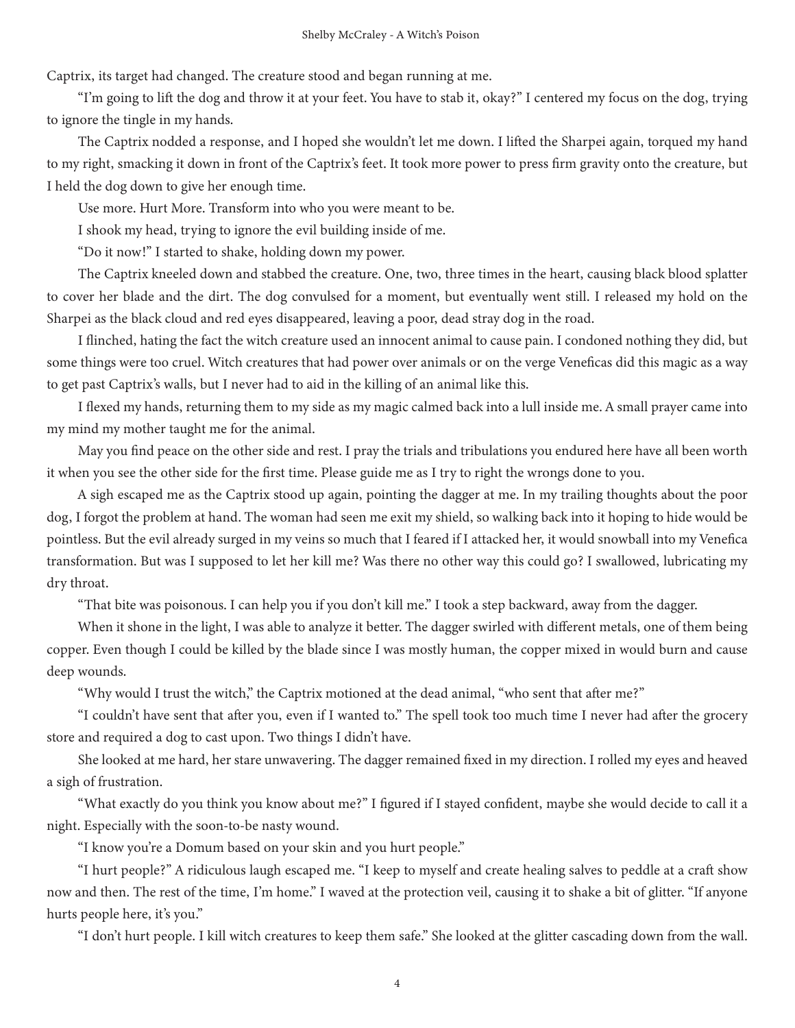Captrix, its target had changed. The creature stood and began running at me.

"I'm going to lift the dog and throw it at your feet. You have to stab it, okay?" I centered my focus on the dog, trying to ignore the tingle in my hands.

The Captrix nodded a response, and I hoped she wouldn't let me down. I lifted the Sharpei again, torqued my hand to my right, smacking it down in front of the Captrix's feet. It took more power to press firm gravity onto the creature, but I held the dog down to give her enough time.

Use more. Hurt More. Transform into who you were meant to be.

I shook my head, trying to ignore the evil building inside of me.

"Do it now!" I started to shake, holding down my power.

The Captrix kneeled down and stabbed the creature. One, two, three times in the heart, causing black blood splatter to cover her blade and the dirt. The dog convulsed for a moment, but eventually went still. I released my hold on the Sharpei as the black cloud and red eyes disappeared, leaving a poor, dead stray dog in the road.

I flinched, hating the fact the witch creature used an innocent animal to cause pain. I condoned nothing they did, but some things were too cruel. Witch creatures that had power over animals or on the verge Veneficas did this magic as a way to get past Captrix's walls, but I never had to aid in the killing of an animal like this.

I flexed my hands, returning them to my side as my magic calmed back into a lull inside me. A small prayer came into my mind my mother taught me for the animal.

May you find peace on the other side and rest. I pray the trials and tribulations you endured here have all been worth it when you see the other side for the first time. Please guide me as I try to right the wrongs done to you.

A sigh escaped me as the Captrix stood up again, pointing the dagger at me. In my trailing thoughts about the poor dog, I forgot the problem at hand. The woman had seen me exit my shield, so walking back into it hoping to hide would be pointless. But the evil already surged in my veins so much that I feared if I attacked her, it would snowball into my Venefica transformation. But was I supposed to let her kill me? Was there no other way this could go? I swallowed, lubricating my dry throat.

"That bite was poisonous. I can help you if you don't kill me." I took a step backward, away from the dagger.

When it shone in the light, I was able to analyze it better. The dagger swirled with different metals, one of them being copper. Even though I could be killed by the blade since I was mostly human, the copper mixed in would burn and cause deep wounds.

"Why would I trust the witch," the Captrix motioned at the dead animal, "who sent that after me?"

"I couldn't have sent that after you, even if I wanted to." The spell took too much time I never had after the grocery store and required a dog to cast upon. Two things I didn't have.

She looked at me hard, her stare unwavering. The dagger remained fixed in my direction. I rolled my eyes and heaved a sigh of frustration.

"What exactly do you think you know about me?" I figured if I stayed confident, maybe she would decide to call it a night. Especially with the soon-to-be nasty wound.

"I know you're a Domum based on your skin and you hurt people."

"I hurt people?" A ridiculous laugh escaped me. "I keep to myself and create healing salves to peddle at a craft show now and then. The rest of the time, I'm home." I waved at the protection veil, causing it to shake a bit of glitter. "If anyone hurts people here, it's you."

"I don't hurt people. I kill witch creatures to keep them safe." She looked at the glitter cascading down from the wall.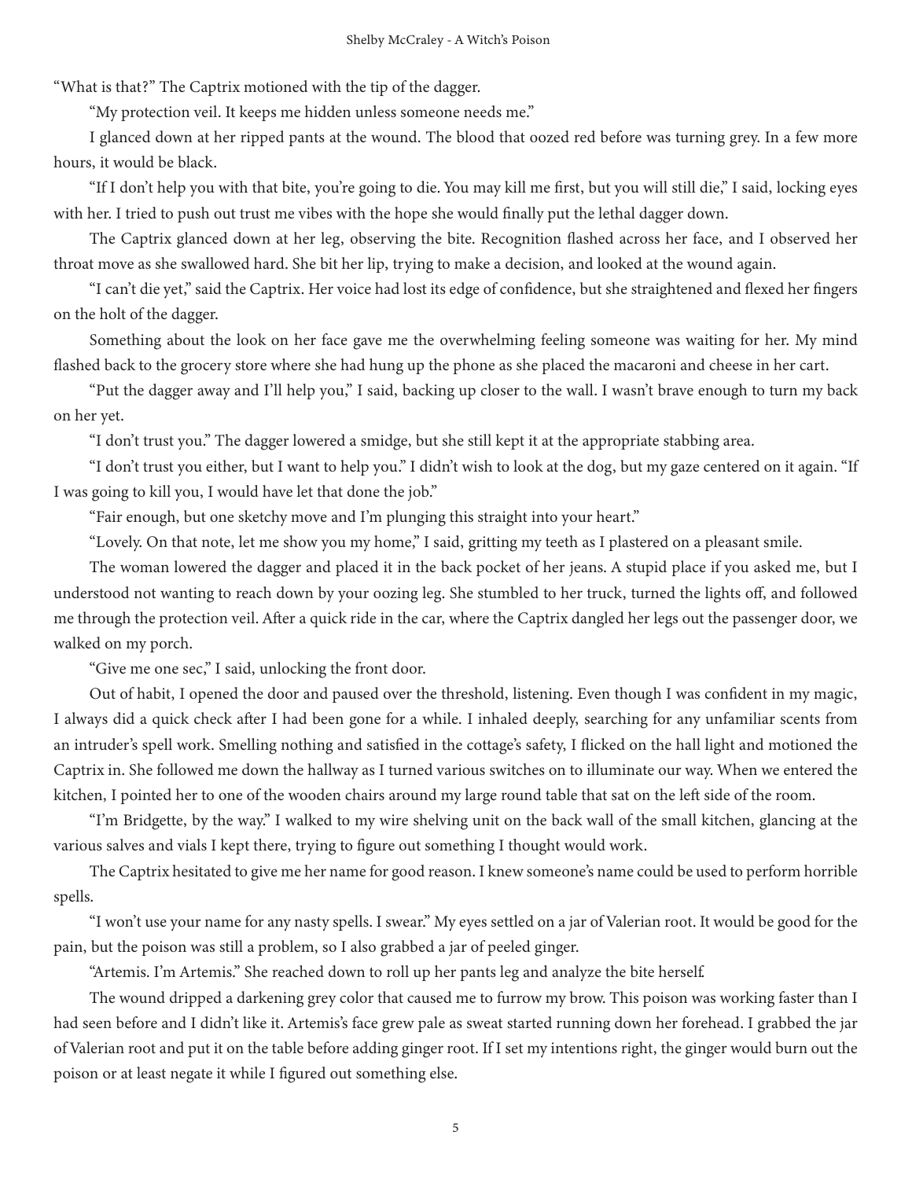"What is that?" The Captrix motioned with the tip of the dagger.

"My protection veil. It keeps me hidden unless someone needs me."

I glanced down at her ripped pants at the wound. The blood that oozed red before was turning grey. In a few more hours, it would be black.

"If I don't help you with that bite, you're going to die. You may kill me first, but you will still die," I said, locking eyes with her. I tried to push out trust me vibes with the hope she would finally put the lethal dagger down.

The Captrix glanced down at her leg, observing the bite. Recognition flashed across her face, and I observed her throat move as she swallowed hard. She bit her lip, trying to make a decision, and looked at the wound again.

"I can't die yet," said the Captrix. Her voice had lost its edge of confidence, but she straightened and flexed her fingers on the holt of the dagger.

Something about the look on her face gave me the overwhelming feeling someone was waiting for her. My mind flashed back to the grocery store where she had hung up the phone as she placed the macaroni and cheese in her cart.

"Put the dagger away and I'll help you," I said, backing up closer to the wall. I wasn't brave enough to turn my back on her yet.

"I don't trust you." The dagger lowered a smidge, but she still kept it at the appropriate stabbing area.

"I don't trust you either, but I want to help you." I didn't wish to look at the dog, but my gaze centered on it again. "If I was going to kill you, I would have let that done the job."

"Fair enough, but one sketchy move and I'm plunging this straight into your heart."

"Lovely. On that note, let me show you my home," I said, gritting my teeth as I plastered on a pleasant smile.

The woman lowered the dagger and placed it in the back pocket of her jeans. A stupid place if you asked me, but I understood not wanting to reach down by your oozing leg. She stumbled to her truck, turned the lights off, and followed me through the protection veil. After a quick ride in the car, where the Captrix dangled her legs out the passenger door, we walked on my porch.

"Give me one sec," I said, unlocking the front door.

Out of habit, I opened the door and paused over the threshold, listening. Even though I was confident in my magic, I always did a quick check after I had been gone for a while. I inhaled deeply, searching for any unfamiliar scents from an intruder's spell work. Smelling nothing and satisfied in the cottage's safety, I flicked on the hall light and motioned the Captrix in. She followed me down the hallway as I turned various switches on to illuminate our way. When we entered the kitchen, I pointed her to one of the wooden chairs around my large round table that sat on the left side of the room.

"I'm Bridgette, by the way." I walked to my wire shelving unit on the back wall of the small kitchen, glancing at the various salves and vials I kept there, trying to figure out something I thought would work.

The Captrix hesitated to give me her name for good reason. I knew someone's name could be used to perform horrible spells.

"I won't use your name for any nasty spells. I swear." My eyes settled on a jar of Valerian root. It would be good for the pain, but the poison was still a problem, so I also grabbed a jar of peeled ginger.

"Artemis. I'm Artemis." She reached down to roll up her pants leg and analyze the bite herself.

The wound dripped a darkening grey color that caused me to furrow my brow. This poison was working faster than I had seen before and I didn't like it. Artemis's face grew pale as sweat started running down her forehead. I grabbed the jar of Valerian root and put it on the table before adding ginger root. If I set my intentions right, the ginger would burn out the poison or at least negate it while I figured out something else.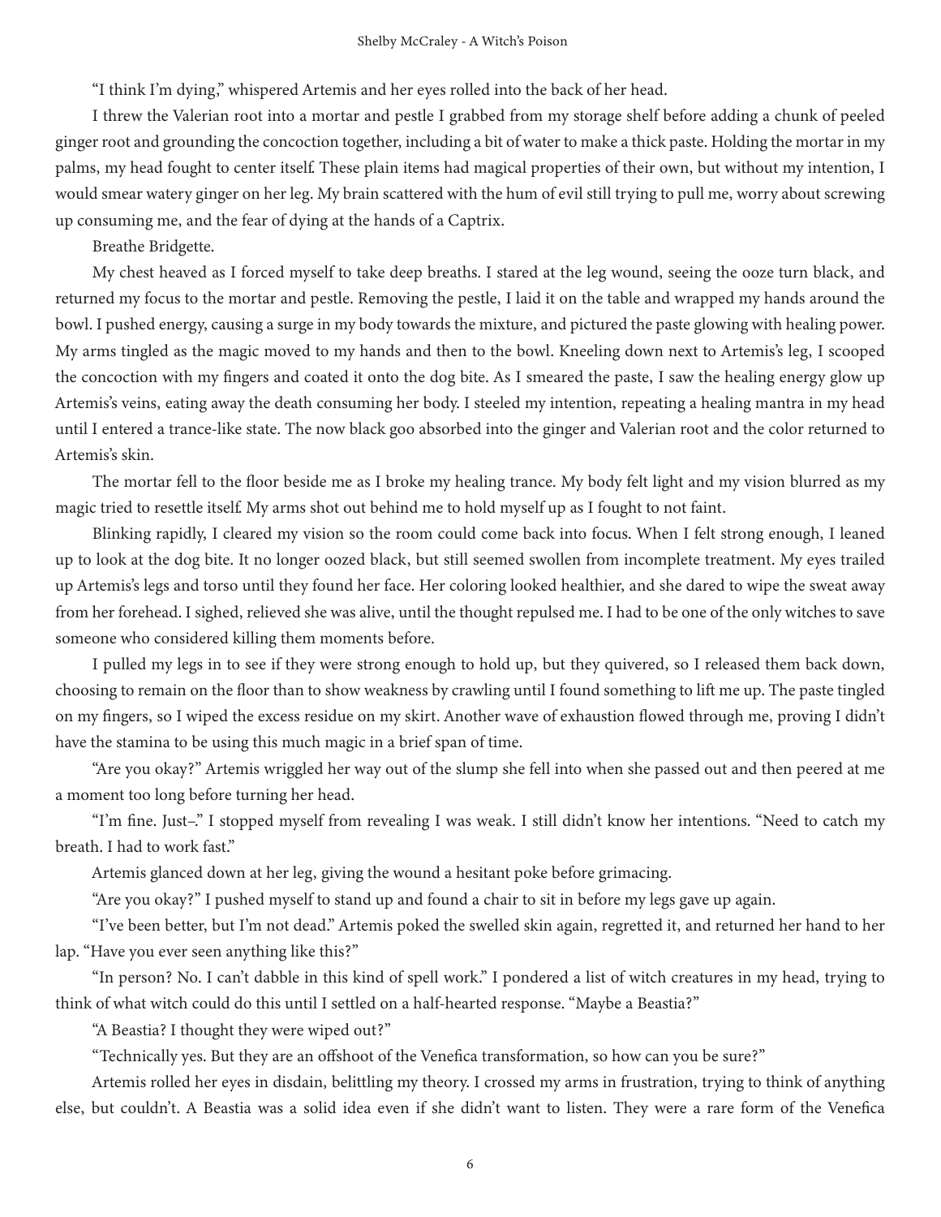"I think I'm dying," whispered Artemis and her eyes rolled into the back of her head.

I threw the Valerian root into a mortar and pestle I grabbed from my storage shelf before adding a chunk of peeled ginger root and grounding the concoction together, including a bit of water to make a thick paste. Holding the mortar in my palms, my head fought to center itself. These plain items had magical properties of their own, but without my intention, I would smear watery ginger on her leg. My brain scattered with the hum of evil still trying to pull me, worry about screwing up consuming me, and the fear of dying at the hands of a Captrix.

Breathe Bridgette.

My chest heaved as I forced myself to take deep breaths. I stared at the leg wound, seeing the ooze turn black, and returned my focus to the mortar and pestle. Removing the pestle, I laid it on the table and wrapped my hands around the bowl. I pushed energy, causing a surge in my body towards the mixture, and pictured the paste glowing with healing power. My arms tingled as the magic moved to my hands and then to the bowl. Kneeling down next to Artemis's leg, I scooped the concoction with my fingers and coated it onto the dog bite. As I smeared the paste, I saw the healing energy glow up Artemis's veins, eating away the death consuming her body. I steeled my intention, repeating a healing mantra in my head until I entered a trance-like state. The now black goo absorbed into the ginger and Valerian root and the color returned to Artemis's skin.

The mortar fell to the floor beside me as I broke my healing trance. My body felt light and my vision blurred as my magic tried to resettle itself. My arms shot out behind me to hold myself up as I fought to not faint.

Blinking rapidly, I cleared my vision so the room could come back into focus. When I felt strong enough, I leaned up to look at the dog bite. It no longer oozed black, but still seemed swollen from incomplete treatment. My eyes trailed up Artemis's legs and torso until they found her face. Her coloring looked healthier, and she dared to wipe the sweat away from her forehead. I sighed, relieved she was alive, until the thought repulsed me. I had to be one of the only witches to save someone who considered killing them moments before.

I pulled my legs in to see if they were strong enough to hold up, but they quivered, so I released them back down, choosing to remain on the floor than to show weakness by crawling until I found something to lift me up. The paste tingled on my fingers, so I wiped the excess residue on my skirt. Another wave of exhaustion flowed through me, proving I didn't have the stamina to be using this much magic in a brief span of time.

"Are you okay?" Artemis wriggled her way out of the slump she fell into when she passed out and then peered at me a moment too long before turning her head.

"I'm fine. Just–." I stopped myself from revealing I was weak. I still didn't know her intentions. "Need to catch my breath. I had to work fast."

Artemis glanced down at her leg, giving the wound a hesitant poke before grimacing.

"Are you okay?" I pushed myself to stand up and found a chair to sit in before my legs gave up again.

"I've been better, but I'm not dead." Artemis poked the swelled skin again, regretted it, and returned her hand to her lap. "Have you ever seen anything like this?"

"In person? No. I can't dabble in this kind of spell work." I pondered a list of witch creatures in my head, trying to think of what witch could do this until I settled on a half-hearted response. "Maybe a Beastia?"

"A Beastia? I thought they were wiped out?"

"Technically yes. But they are an offshoot of the Venefica transformation, so how can you be sure?"

Artemis rolled her eyes in disdain, belittling my theory. I crossed my arms in frustration, trying to think of anything else, but couldn't. A Beastia was a solid idea even if she didn't want to listen. They were a rare form of the Venefica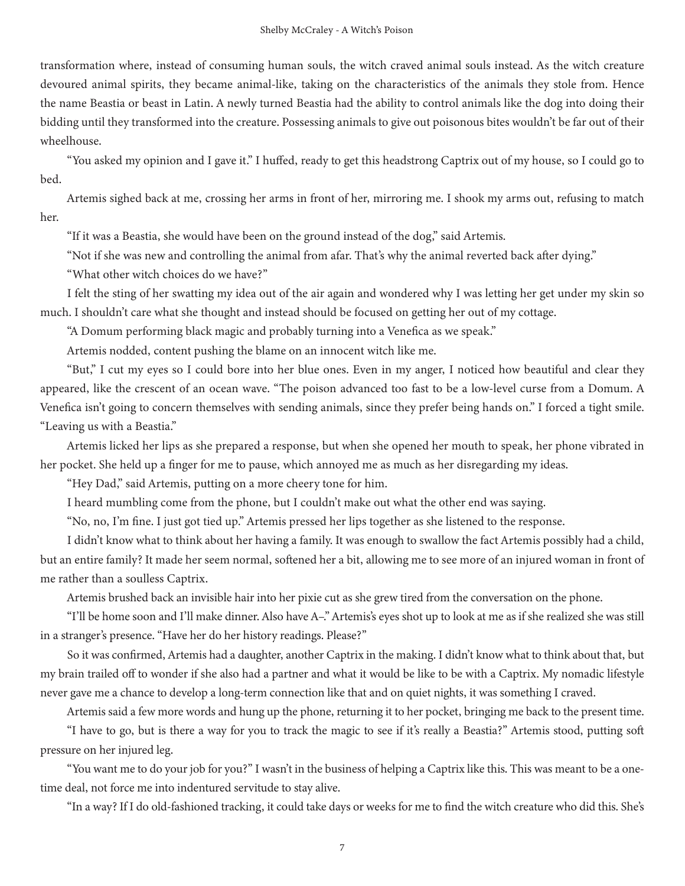transformation where, instead of consuming human souls, the witch craved animal souls instead. As the witch creature devoured animal spirits, they became animal-like, taking on the characteristics of the animals they stole from. Hence the name Beastia or beast in Latin. A newly turned Beastia had the ability to control animals like the dog into doing their bidding until they transformed into the creature. Possessing animals to give out poisonous bites wouldn't be far out of their wheelhouse.

"You asked my opinion and I gave it." I huffed, ready to get this headstrong Captrix out of my house, so I could go to bed.

Artemis sighed back at me, crossing her arms in front of her, mirroring me. I shook my arms out, refusing to match her.

"If it was a Beastia, she would have been on the ground instead of the dog," said Artemis.

"Not if she was new and controlling the animal from afar. That's why the animal reverted back after dying."

"What other witch choices do we have?"

I felt the sting of her swatting my idea out of the air again and wondered why I was letting her get under my skin so much. I shouldn't care what she thought and instead should be focused on getting her out of my cottage.

"A Domum performing black magic and probably turning into a Venefica as we speak."

Artemis nodded, content pushing the blame on an innocent witch like me.

"But," I cut my eyes so I could bore into her blue ones. Even in my anger, I noticed how beautiful and clear they appeared, like the crescent of an ocean wave. "The poison advanced too fast to be a low-level curse from a Domum. A Venefica isn't going to concern themselves with sending animals, since they prefer being hands on." I forced a tight smile. "Leaving us with a Beastia."

Artemis licked her lips as she prepared a response, but when she opened her mouth to speak, her phone vibrated in her pocket. She held up a finger for me to pause, which annoyed me as much as her disregarding my ideas.

"Hey Dad," said Artemis, putting on a more cheery tone for him.

I heard mumbling come from the phone, but I couldn't make out what the other end was saying.

"No, no, I'm fine. I just got tied up." Artemis pressed her lips together as she listened to the response.

I didn't know what to think about her having a family. It was enough to swallow the fact Artemis possibly had a child, but an entire family? It made her seem normal, softened her a bit, allowing me to see more of an injured woman in front of me rather than a soulless Captrix.

Artemis brushed back an invisible hair into her pixie cut as she grew tired from the conversation on the phone.

"I'll be home soon and I'll make dinner. Also have A–." Artemis's eyes shot up to look at me as if she realized she was still in a stranger's presence. "Have her do her history readings. Please?"

So it was confirmed, Artemis had a daughter, another Captrix in the making. I didn't know what to think about that, but my brain trailed off to wonder if she also had a partner and what it would be like to be with a Captrix. My nomadic lifestyle never gave me a chance to develop a long-term connection like that and on quiet nights, it was something I craved.

Artemis said a few more words and hung up the phone, returning it to her pocket, bringing me back to the present time.

"I have to go, but is there a way for you to track the magic to see if it's really a Beastia?" Artemis stood, putting soft pressure on her injured leg.

"You want me to do your job for you?" I wasn't in the business of helping a Captrix like this. This was meant to be a one-time deal, not force me into indentured servitude to stay alive.

"In a way? If I do old-fashioned tracking, it could take days or weeks for me to find the witch creature who did this. She's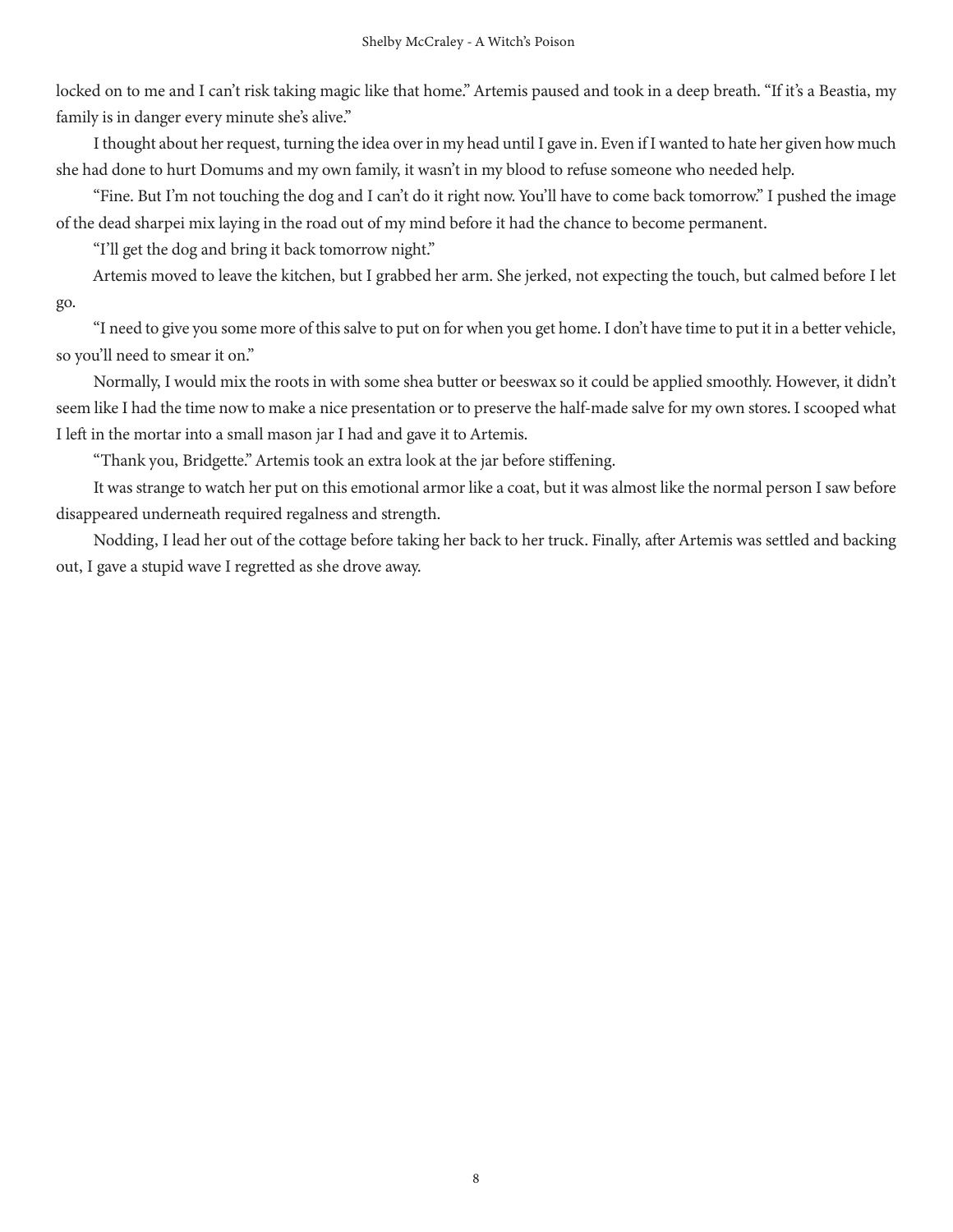locked on to me and I can't risk taking magic like that home." Artemis paused and took in a deep breath. "If it's a Beastia, my family is in danger every minute she's alive."

I thought about her request, turning the idea over in my head until I gave in. Even if I wanted to hate her given how much she had done to hurt Domums and my own family, it wasn't in my blood to refuse someone who needed help.

"Fine. But I'm not touching the dog and I can't do it right now. You'll have to come back tomorrow." I pushed the image of the dead sharpei mix laying in the road out of my mind before it had the chance to become permanent.

"I'll get the dog and bring it back tomorrow night."

Artemis moved to leave the kitchen, but I grabbed her arm. She jerked, not expecting the touch, but calmed before I let go.

"I need to give you some more of this salve to put on for when you get home. I don't have time to put it in a better vehicle, so you'll need to smear it on."

Normally, I would mix the roots in with some shea butter or beeswax so it could be applied smoothly. However, it didn't seem like I had the time now to make a nice presentation or to preserve the half-made salve for my own stores. I scooped what I left in the mortar into a small mason jar I had and gave it to Artemis.

"Thank you, Bridgette." Artemis took an extra look at the jar before stiffening.

It was strange to watch her put on this emotional armor like a coat, but it was almost like the normal person I saw before disappeared underneath required regalness and strength.

Nodding, I lead her out of the cottage before taking her back to her truck. Finally, after Artemis was settled and backing out, I gave a stupid wave I regretted as she drove away.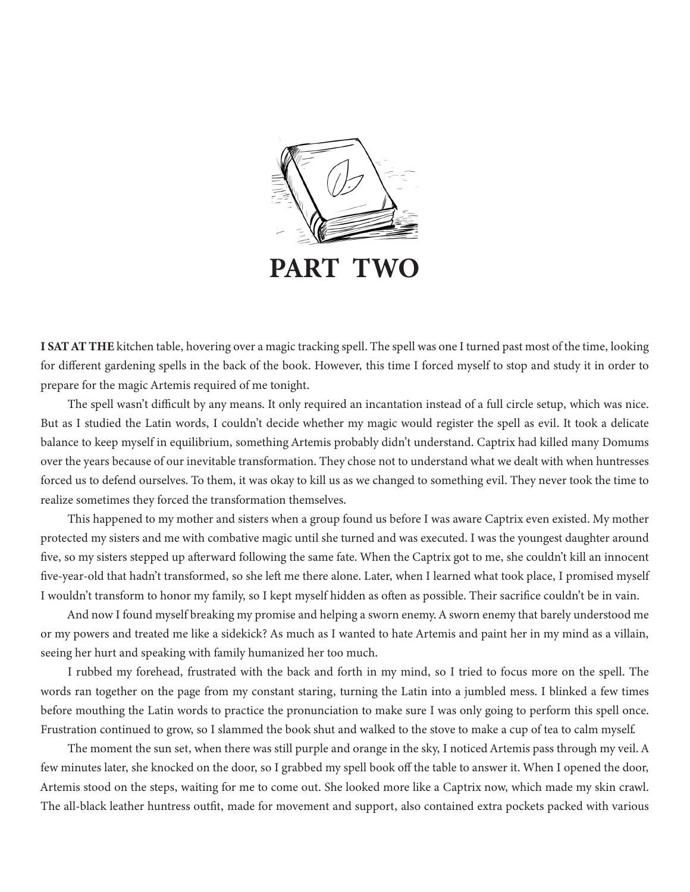# PART TWO

**I SAT AT THE** kitchen table, hovering over a magic tracking spell. The spell was one I turned past most of the time, looking for different gardening spells in the back of the book. However, this time I forced myself to stop and study it in order to prepare for the magic Artemis required of me tonight.

The spell wasn't difficult by any means. It only required an incantation instead of a full circle setup, which was nice. But as I studied the Latin words, I couldn't decide whether my magic would register the spell as evil. It took a delicate balance to keep myself in equilibrium, something Artemis probably didn't understand. Captrix had killed many Domums over the years because of our inevitable transformation. They chose not to understand what we dealt with when huntresses forced us to defend ourselves. To them, it was okay to kill us as we changed to something evil. They never took the time to realize sometimes they forced the transformation themselves.

This happened to my mother and sisters when a group found us before I was aware Captrix even existed. My mother protected my sisters and me with combative magic until she turned and was executed. I was the youngest daughter around five, so my sisters stepped up afterward following the same fate. When the Captrix got to me, she couldn't kill an innocent five-year-old that hadn't transformed, so she left me there alone. Later, when I learned what took place, I promised myself I wouldn't transform to honor my family, so I kept myself hidden as often as possible. Their sacrifice couldn't be in vain.

And now I found myself breaking my promise and helping a sworn enemy. A sworn enemy that barely understood me or my powers and treated me like a sidekick? As much as I wanted to hate Artemis and paint her in my mind as a villain, seeing her hurt and speaking with family humanized her too much.

I rubbed my forehead, frustrated with the back and forth in my mind, so I tried to focus more on the spell. The words ran together on the page from my constant staring, turning the Latin into a jumbled mess. I blinked a few times before mouthing the Latin words to practice the pronunciation to make sure I was only going to perform this spell once. Frustration continued to grow, so I slammed the book shut and walked to the stove to make a cup of tea to calm myself.

The moment the sun set, when there was still purple and orange in the sky, I noticed Artemis pass through my veil. A few minutes later, she knocked on the door, so I grabbed my spell book off the table to answer it. When I opened the door, Artemis stood on the steps, waiting for me to come out. She looked more like a Captrix now, which made my skin crawl. The all-black leather huntress outfit, made for movement and support, also contained extra pockets packed with various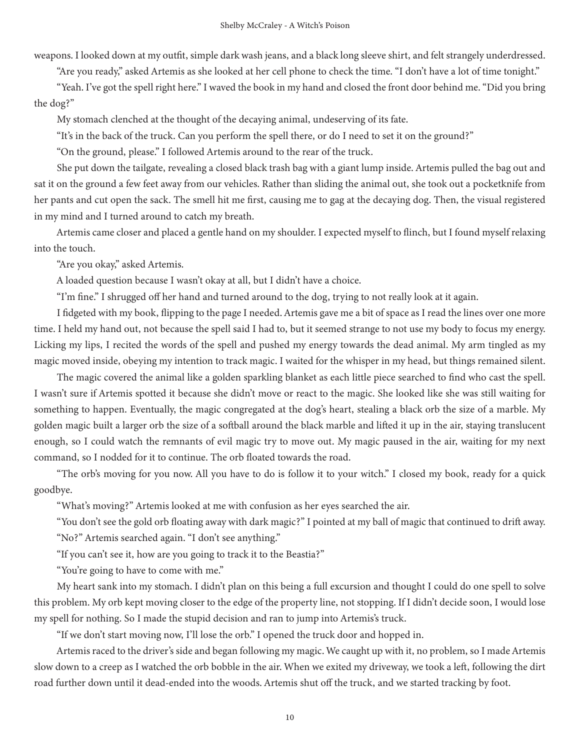weapons. I looked down at my outfit, simple dark wash jeans, and a black long sleeve shirt, and felt strangely underdressed.

"Are you ready," asked Artemis as she looked at her cell phone to check the time. "I don't have a lot of time tonight."

"Yeah. I've got the spell right here." I waved the book in my hand and closed the front door behind me. "Did you bring the dog?"

My stomach clenched at the thought of the decaying animal, undeserving of its fate.

"It's in the back of the truck. Can you perform the spell there, or do I need to set it on the ground?"

"On the ground, please." I followed Artemis around to the rear of the truck.

She put down the tailgate, revealing a closed black trash bag with a giant lump inside. Artemis pulled the bag out and sat it on the ground a few feet away from our vehicles. Rather than sliding the animal out, she took out a pocketknife from her pants and cut open the sack. The smell hit me first, causing me to gag at the decaying dog. Then, the visual registered in my mind and I turned around to catch my breath.

Artemis came closer and placed a gentle hand on my shoulder. I expected myself to flinch, but I found myself relaxing into the touch.

"Are you okay," asked Artemis.

A loaded question because I wasn't okay at all, but I didn't have a choice.

"I'm fine." I shrugged off her hand and turned around to the dog, trying to not really look at it again.

I fidgeted with my book, flipping to the page I needed. Artemis gave me a bit of space as I read the lines over one more time. I held my hand out, not because the spell said I had to, but it seemed strange to not use my body to focus my energy. Licking my lips, I recited the words of the spell and pushed my energy towards the dead animal. My arm tingled as my magic moved inside, obeying my intention to track magic. I waited for the whisper in my head, but things remained silent.

The magic covered the animal like a golden sparkling blanket as each little piece searched to find who cast the spell. I wasn't sure if Artemis spotted it because she didn't move or react to the magic. She looked like she was still waiting for something to happen. Eventually, the magic congregated at the dog's heart, stealing a black orb the size of a marble. My golden magic built a larger orb the size of a softball around the black marble and lifted it up in the air, staying translucent enough, so I could watch the remnants of evil magic try to move out. My magic paused in the air, waiting for my next command, so I nodded for it to continue. The orb floated towards the road.

"The orb's moving for you now. All you have to do is follow it to your witch." I closed my book, ready for a quick goodbye.

"What's moving?" Artemis looked at me with confusion as her eyes searched the air.

"You don't see the gold orb floating away with dark magic?" I pointed at my ball of magic that continued to drift away.

"No?" Artemis searched again. "I don't see anything."

"If you can't see it, how are you going to track it to the Beastia?"

"You're going to have to come with me."

My heart sank into my stomach. I didn't plan on this being a full excursion and thought I could do one spell to solve this problem. My orb kept moving closer to the edge of the property line, not stopping. If I didn't decide soon, I would lose my spell for nothing. So I made the stupid decision and ran to jump into Artemis's truck.

"If we don't start moving now, I'll lose the orb." I opened the truck door and hopped in.

Artemis raced to the driver's side and began following my magic. We caught up with it, no problem, so I made Artemis slow down to a creep as I watched the orb bobble in the air. When we exited my driveway, we took a left, following the dirt road further down until it dead-ended into the woods. Artemis shut off the truck, and we started tracking by foot.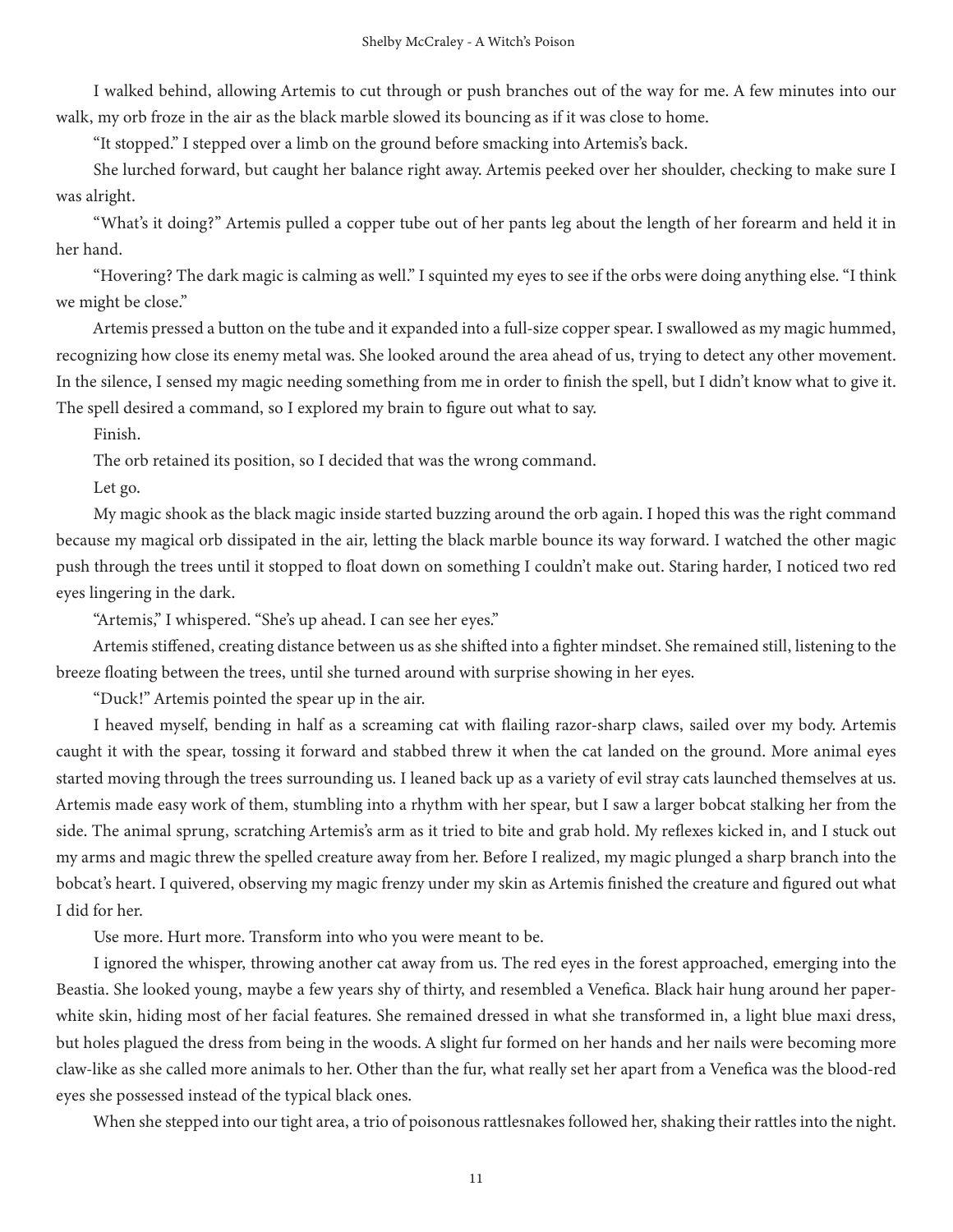I walked behind, allowing Artemis to cut through or push branches out of the way for me. A few minutes into our walk, my orb froze in the air as the black marble slowed its bouncing as if it was close to home.

"It stopped." I stepped over a limb on the ground before smacking into Artemis's back.

She lurched forward, but caught her balance right away. Artemis peeked over her shoulder, checking to make sure I was alright.

"What's it doing?" Artemis pulled a copper tube out of her pants leg about the length of her forearm and held it in her hand.

"Hovering? The dark magic is calming as well." I squinted my eyes to see if the orbs were doing anything else. "I think we might be close."

Artemis pressed a button on the tube and it expanded into a full-size copper spear. I swallowed as my magic hummed, recognizing how close its enemy metal was. She looked around the area ahead of us, trying to detect any other movement. In the silence, I sensed my magic needing something from me in order to finish the spell, but I didn't know what to give it. The spell desired a command, so I explored my brain to figure out what to say.

Finish.

The orb retained its position, so I decided that was the wrong command.

Let go.

My magic shook as the black magic inside started buzzing around the orb again. I hoped this was the right command because my magical orb dissipated in the air, letting the black marble bounce its way forward. I watched the other magic push through the trees until it stopped to float down on something I couldn't make out. Staring harder, I noticed two red eyes lingering in the dark.

"Artemis," I whispered. "She's up ahead. I can see her eyes."

Artemis stiffened, creating distance between us as she shifted into a fighter mindset. She remained still, listening to the breeze floating between the trees, until she turned around with surprise showing in her eyes.

"Duck!" Artemis pointed the spear up in the air.

I heaved myself, bending in half as a screaming cat with flailing razor-sharp claws, sailed over my body. Artemis caught it with the spear, tossing it forward and stabbed threw it when the cat landed on the ground. More animal eyes started moving through the trees surrounding us. I leaned back up as a variety of evil stray cats launched themselves at us. Artemis made easy work of them, stumbling into a rhythm with her spear, but I saw a larger bobcat stalking her from the side. The animal sprung, scratching Artemis's arm as it tried to bite and grab hold. My reflexes kicked in, and I stuck out my arms and magic threw the spelled creature away from her. Before I realized, my magic plunged a sharp branch into the bobcat's heart. I quivered, observing my magic frenzy under my skin as Artemis finished the creature and figured out what I did for her.

Use more. Hurt more. Transform into who you were meant to be.

I ignored the whisper, throwing another cat away from us. The red eyes in the forest approached, emerging into the Beastia. She looked young, maybe a few years shy of thirty, and resembled a Venefica. Black hair hung around her paper-white skin, hiding most of her facial features. She remained dressed in what she transformed in, a light blue maxi dress, but holes plagued the dress from being in the woods. A slight fur formed on her hands and her nails were becoming more claw-like as she called more animals to her. Other than the fur, what really set her apart from a Venefica was the blood-red eyes she possessed instead of the typical black ones.

When she stepped into our tight area, a trio of poisonous rattlesnakes followed her, shaking their rattles into the night.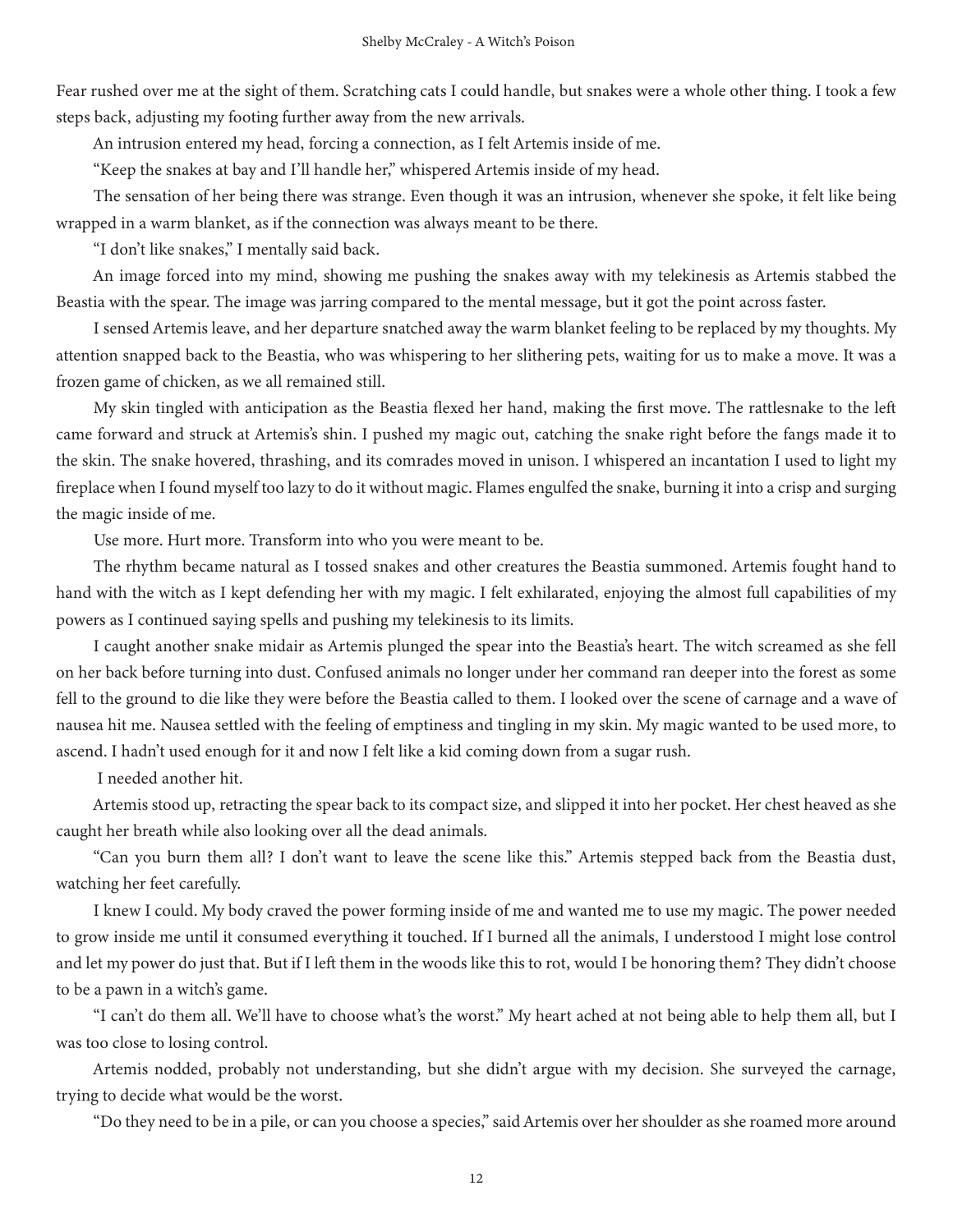Fear rushed over me at the sight of them. Scratching cats I could handle, but snakes were a whole other thing. I took a few steps back, adjusting my footing further away from the new arrivals.

An intrusion entered my head, forcing a connection, as I felt Artemis inside of me.

"Keep the snakes at bay and I'll handle her," whispered Artemis inside of my head.

The sensation of her being there was strange. Even though it was an intrusion, whenever she spoke, it felt like being wrapped in a warm blanket, as if the connection was always meant to be there.

"I don't like snakes," I mentally said back.

An image forced into my mind, showing me pushing the snakes away with my telekinesis as Artemis stabbed the Beastia with the spear. The image was jarring compared to the mental message, but it got the point across faster.

I sensed Artemis leave, and her departure snatched away the warm blanket feeling to be replaced by my thoughts. My attention snapped back to the Beastia, who was whispering to her slithering pets, waiting for us to make a move. It was a frozen game of chicken, as we all remained still.

My skin tingled with anticipation as the Beastia flexed her hand, making the first move. The rattlesnake to the left came forward and struck at Artemis's shin. I pushed my magic out, catching the snake right before the fangs made it to the skin. The snake hovered, thrashing, and its comrades moved in unison. I whispered an incantation I used to light my fireplace when I found myself too lazy to do it without magic. Flames engulfed the snake, burning it into a crisp and surging the magic inside of me.

Use more. Hurt more. Transform into who you were meant to be.

The rhythm became natural as I tossed snakes and other creatures the Beastia summoned. Artemis fought hand to hand with the witch as I kept defending her with my magic. I felt exhilarated, enjoying the almost full capabilities of my powers as I continued saying spells and pushing my telekinesis to its limits.

I caught another snake midair as Artemis plunged the spear into the Beastia's heart. The witch screamed as she fell on her back before turning into dust. Confused animals no longer under her command ran deeper into the forest as some fell to the ground to die like they were before the Beastia called to them. I looked over the scene of carnage and a wave of nausea hit me. Nausea settled with the feeling of emptiness and tingling in my skin. My magic wanted to be used more, to ascend. I hadn't used enough for it and now I felt like a kid coming down from a sugar rush.

I needed another hit.

Artemis stood up, retracting the spear back to its compact size, and slipped it into her pocket. Her chest heaved as she caught her breath while also looking over all the dead animals.

"Can you burn them all? I don't want to leave the scene like this." Artemis stepped back from the Beastia dust, watching her feet carefully.

I knew I could. My body craved the power forming inside of me and wanted me to use my magic. The power needed to grow inside me until it consumed everything it touched. If I burned all the animals, I understood I might lose control and let my power do just that. But if I left them in the woods like this to rot, would I be honoring them? They didn't choose to be a pawn in a witch's game.

"I can't do them all. We'll have to choose what's the worst." My heart ached at not being able to help them all, but I was too close to losing control.

Artemis nodded, probably not understanding, but she didn't argue with my decision. She surveyed the carnage, trying to decide what would be the worst.

"Do they need to be in a pile, or can you choose a species," said Artemis over her shoulder as she roamed more around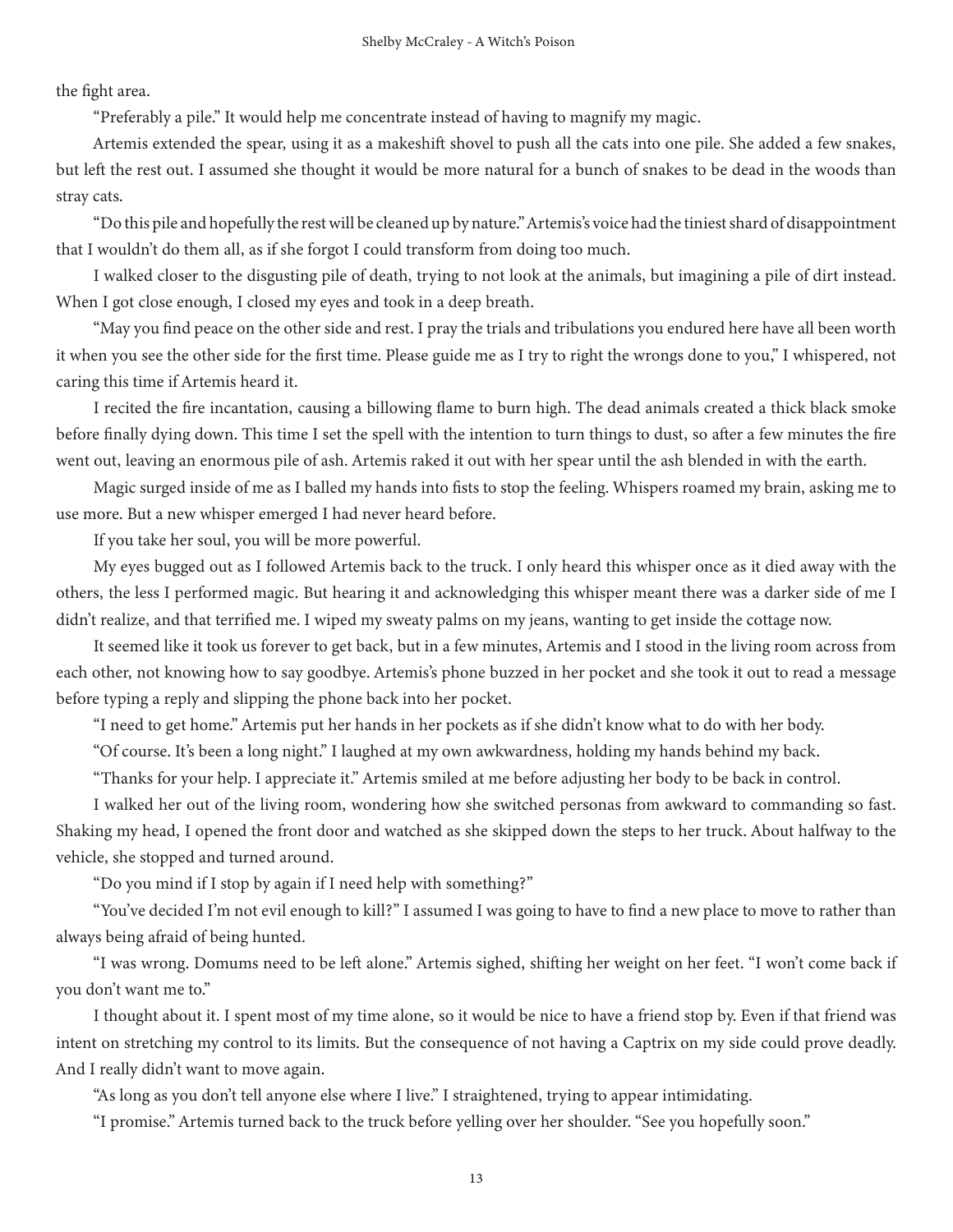the fight area.

"Preferably a pile." It would help me concentrate instead of having to magnify my magic.

Artemis extended the spear, using it as a makeshift shovel to push all the cats into one pile. She added a few snakes, but left the rest out. I assumed she thought it would be more natural for a bunch of snakes to be dead in the woods than stray cats.

"Do this pile and hopefully the rest will be cleaned up by nature." Artemis's voice had the tiniest shard of disappointment that I wouldn't do them all, as if she forgot I could transform from doing too much.

I walked closer to the disgusting pile of death, trying to not look at the animals, but imagining a pile of dirt instead. When I got close enough, I closed my eyes and took in a deep breath.

"May you find peace on the other side and rest. I pray the trials and tribulations you endured here have all been worth it when you see the other side for the first time. Please guide me as I try to right the wrongs done to you," I whispered, not caring this time if Artemis heard it.

I recited the fire incantation, causing a billowing flame to burn high. The dead animals created a thick black smoke before finally dying down. This time I set the spell with the intention to turn things to dust, so after a few minutes the fire went out, leaving an enormous pile of ash. Artemis raked it out with her spear until the ash blended in with the earth.

Magic surged inside of me as I balled my hands into fists to stop the feeling. Whispers roamed my brain, asking me to use more. But a new whisper emerged I had never heard before.

*If you take her soul, you will be more powerful.*

My eyes bugged out as I followed Artemis back to the truck. I only heard this whisper once as it died away with the others, the less I performed magic. But hearing it and acknowledging this whisper meant there was a darker side of me I didn't realize, and that terrified me. I wiped my sweaty palms on my jeans, wanting to get inside the cottage now.

It seemed like it took us forever to get back, but in a few minutes, Artemis and I stood in the living room across from each other, not knowing how to say goodbye. Artemis's phone buzzed in her pocket and she took it out to read a message before typing a reply and slipping the phone back into her pocket.

"I need to get home." Artemis put her hands in her pockets as if she didn't know what to do with her body.

"Of course. It's been a long night." I laughed at my own awkwardness, holding my hands behind my back.

"Thanks for your help. I appreciate it." Artemis smiled at me before adjusting her body to be back in control.

I walked her out of the living room, wondering how she switched personas from awkward to commanding so fast. Shaking my head, I opened the front door and watched as she skipped down the steps to her truck. About halfway to the vehicle, she stopped and turned around.

"Do you mind if I stop by again if I need help with something?"

"You've decided I'm not evil enough to kill?" I assumed I was going to have to find a new place to move to rather than always being afraid of being hunted.

"I was wrong. Domums need to be left alone." Artemis sighed, shifting her weight on her feet. "I won't come back if you don't want me to."

I thought about it. I spent most of my time alone, so it would be nice to have a friend stop by. Even if that friend was intent on stretching my control to its limits. But the consequence of not having a Captrix on my side could prove deadly. And I really didn't want to move again.

"As long as you don't tell anyone else where I live." I straightened, trying to appear intimidating.

"I promise." Artemis turned back to the truck before yelling over her shoulder. "See you hopefully soon."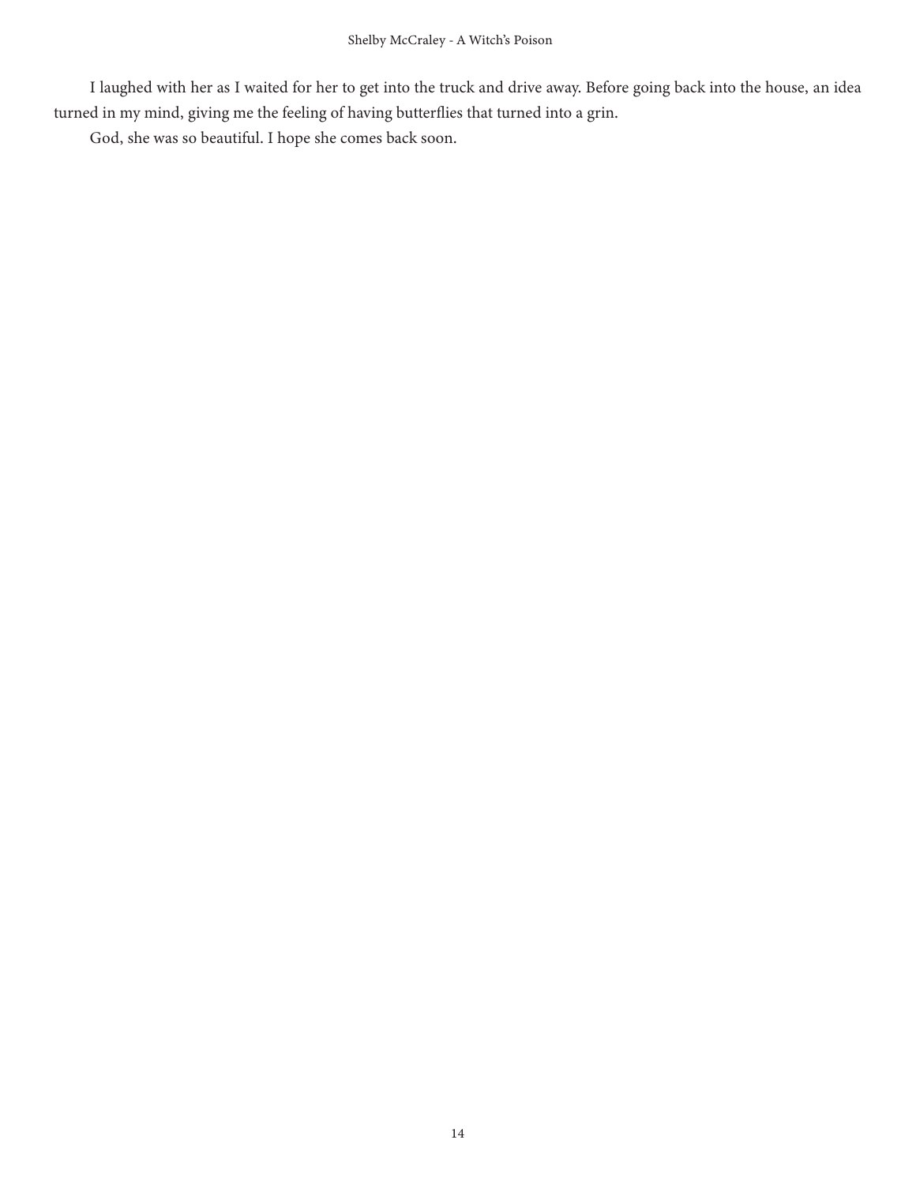I laughed with her as I waited for her to get into the truck and drive away. Before going back into the house, an idea turned in my mind, giving me the feeling of having butterflies that turned into a grin.

God, she was so beautiful. I hope she comes back soon.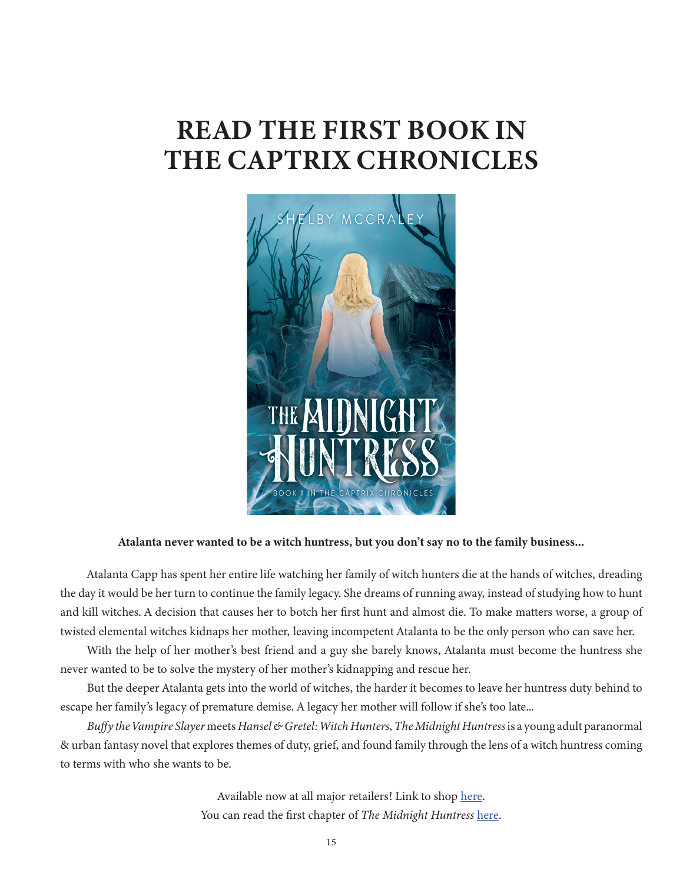# READ THE FIRST BOOK IN THE CAPTRIX CHRONICLES

**Atalanta never wanted to be a witch huntress, but you don't say no to the family business...**

Atalanta Capp has spent her entire life watching her family of witch hunters die at the hands of witches, dreading the day it would be her turn to continue the family legacy. She dreams of running away, instead of studying how to hunt and kill witches. A decision that causes her to botch her first hunt and almost die. To make matters worse, a group of twisted elemental witches kidnaps her mother, leaving incompetent Atalanta to be the only person who can save her.

With the help of her mother's best friend and a guy she barely knows, Atalanta must become the huntress she never wanted to be to solve the mystery of her mother's kidnapping and rescue her.

But the deeper Atalanta gets into the world of witches, the harder it becomes to leave her huntress duty behind to escape her family's legacy of premature demise. A legacy her mother will follow if she's too late...

*Buffy the Vampire Slayer* meets *Hansel & Gretel: Witch Hunters*, *The Midnight Huntress* is a young adult paranormal & urban fantasy novel that explores themes of duty, grief, and found family through the lens of a witch huntress coming to terms with who she wants to be.

Available now at all major retailers! Link to shop here.

You can read the first chapter of *The Midnight Huntress* here.